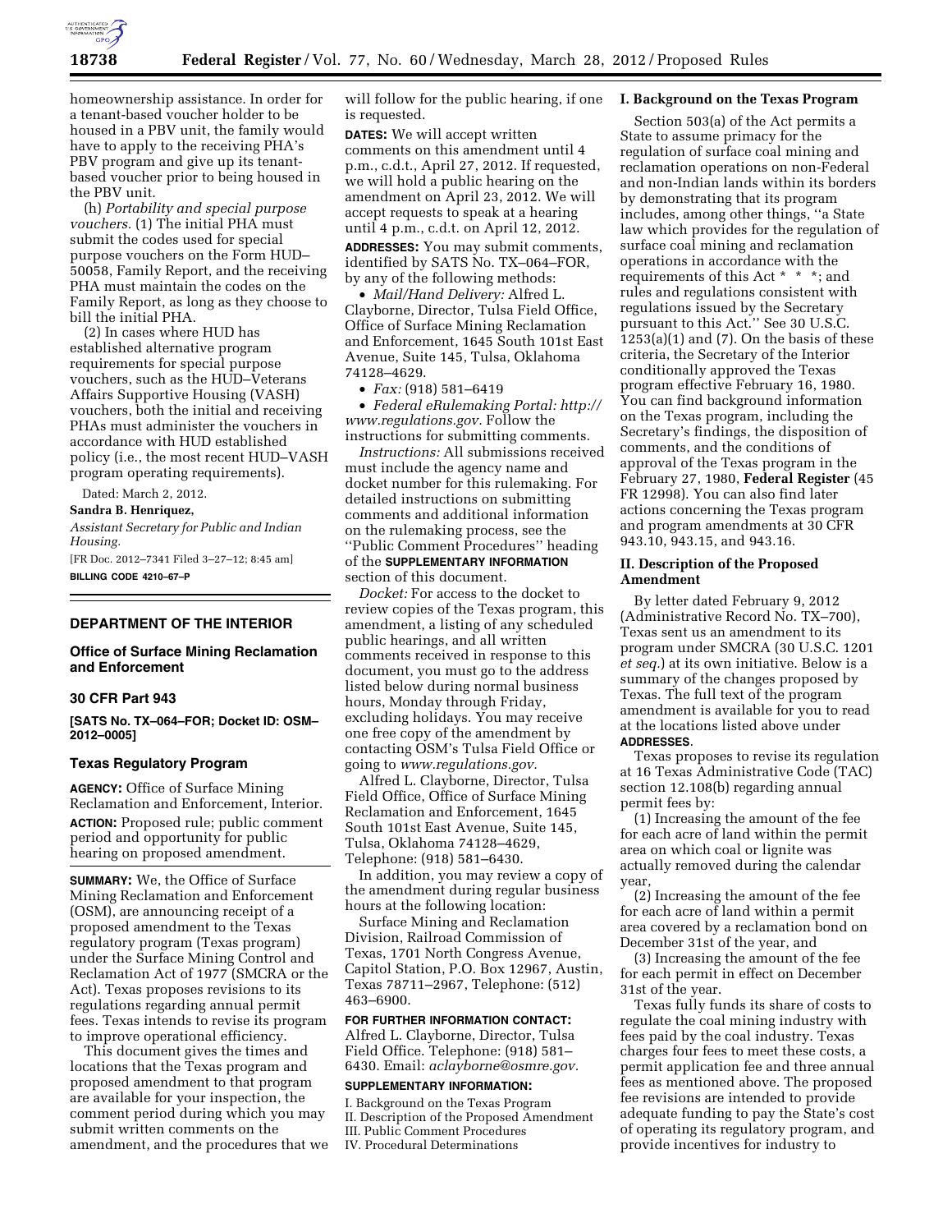homeownership assistance. In order for a tenant-based voucher holder to be housed in a PBV unit, the family would have to apply to the receiving PHA's PBV program and give up its tenant-based voucher prior to being housed in the PBV unit.

(h) *Portability and special purpose vouchers.* (1) The initial PHA must submit the codes used for special purpose vouchers on the Form HUD–50058, Family Report, and the receiving PHA must maintain the codes on the Family Report, as long as they choose to bill the initial PHA.

(2) In cases where HUD has established alternative program requirements for special purpose vouchers, such as the HUD–Veterans Affairs Supportive Housing (VASH) vouchers, both the initial and receiving PHAs must administer the vouchers in accordance with HUD established policy (i.e., the most recent HUD–VASH program operating requirements).

Dated: March 2, 2012.

**Sandra B. Henriquez,**

*Assistant Secretary for Public and Indian Housing.*

[FR Doc. 2012–7341 Filed 3–27–12; 8:45 am]

**BILLING CODE 4210–67–P**

---

## DEPARTMENT OF THE INTERIOR

### Office of Surface Mining Reclamation and Enforcement

### 30 CFR Part 943

**[SATS No. TX–064–FOR; Docket ID: OSM–2012–0005]**

### Texas Regulatory Program

**AGENCY:** Office of Surface Mining Reclamation and Enforcement, Interior.

**ACTION:** Proposed rule; public comment period and opportunity for public hearing on proposed amendment.

**SUMMARY:** We, the Office of Surface Mining Reclamation and Enforcement (OSM), are announcing receipt of a proposed amendment to the Texas regulatory program (Texas program) under the Surface Mining Control and Reclamation Act of 1977 (SMCRA or the Act). Texas proposes revisions to its regulations regarding annual permit fees. Texas intends to revise its program to improve operational efficiency.

This document gives the times and locations that the Texas program and proposed amendment to that program are available for your inspection, the comment period during which you may submit written comments on the amendment, and the procedures that we will follow for the public hearing, if one is requested.

**DATES:** We will accept written comments on this amendment until 4 p.m., c.d.t., April 27, 2012. If requested, we will hold a public hearing on the amendment on April 23, 2012. We will accept requests to speak at a hearing until 4 p.m., c.d.t. on April 12, 2012.

**ADDRESSES:** You may submit comments, identified by SATS No. TX–064–FOR, by any of the following methods:

- *Mail/Hand Delivery:* Alfred L. Clayborne, Director, Tulsa Field Office, Office of Surface Mining Reclamation and Enforcement, 1645 South 101st East Avenue, Suite 145, Tulsa, Oklahoma 74128–4629.
- *Fax:* (918) 581–6419
- *Federal eRulemaking Portal: http://www.regulations.gov.* Follow the instructions for submitting comments.

*Instructions:* All submissions received must include the agency name and docket number for this rulemaking. For detailed instructions on submitting comments and additional information on the rulemaking process, see the "Public Comment Procedures" heading of the **SUPPLEMENTARY INFORMATION** section of this document.

*Docket:* For access to the docket to review copies of the Texas program, this amendment, a listing of any scheduled public hearings, and all written comments received in response to this document, you must go to the address listed below during normal business hours, Monday through Friday, excluding holidays. You may receive one free copy of the amendment by contacting OSM's Tulsa Field Office or going to *www.regulations.gov.*

Alfred L. Clayborne, Director, Tulsa Field Office, Office of Surface Mining Reclamation and Enforcement, 1645 South 101st East Avenue, Suite 145, Tulsa, Oklahoma 74128–4629, Telephone: (918) 581–6430.

In addition, you may review a copy of the amendment during regular business hours at the following location:

Surface Mining and Reclamation Division, Railroad Commission of Texas, 1701 North Congress Avenue, Capitol Station, P.O. Box 12967, Austin, Texas 78711–2967, Telephone: (512) 463–6900.

**FOR FURTHER INFORMATION CONTACT:** Alfred L. Clayborne, Director, Tulsa Field Office. Telephone: (918) 581–6430. Email: *aclayborne@osmre.gov.*

**SUPPLEMENTARY INFORMATION:**

I. Background on the Texas Program
II. Description of the Proposed Amendment
III. Public Comment Procedures
IV. Procedural Determinations

### I. Background on the Texas Program

Section 503(a) of the Act permits a State to assume primacy for the regulation of surface coal mining and reclamation operations on non-Federal and non-Indian lands within its borders by demonstrating that its program includes, among other things, "a State law which provides for the regulation of surface coal mining and reclamation operations in accordance with the requirements of this Act * * *; and rules and regulations consistent with regulations issued by the Secretary pursuant to this Act." See 30 U.S.C. 1253(a)(1) and (7). On the basis of these criteria, the Secretary of the Interior conditionally approved the Texas program effective February 16, 1980. You can find background information on the Texas program, including the Secretary's findings, the disposition of comments, and the conditions of approval of the Texas program in the February 27, 1980, **Federal Register** (45 FR 12998). You can also find later actions concerning the Texas program and program amendments at 30 CFR 943.10, 943.15, and 943.16.

### II. Description of the Proposed Amendment

By letter dated February 9, 2012 (Administrative Record No. TX–700), Texas sent us an amendment to its program under SMCRA (30 U.S.C. 1201 *et seq.*) at its own initiative. Below is a summary of the changes proposed by Texas. The full text of the program amendment is available for you to read at the locations listed above under **ADDRESSES**.

Texas proposes to revise its regulation at 16 Texas Administrative Code (TAC) section 12.108(b) regarding annual permit fees by:

(1) Increasing the amount of the fee for each acre of land within the permit area on which coal or lignite was actually removed during the calendar year,

(2) Increasing the amount of the fee for each acre of land within a permit area covered by a reclamation bond on December 31st of the year, and

(3) Increasing the amount of the fee for each permit in effect on December 31st of the year.

Texas fully funds its share of costs to regulate the coal mining industry with fees paid by the coal industry. Texas charges four fees to meet these costs, a permit application fee and three annual fees as mentioned above. The proposed fee revisions are intended to provide adequate funding to pay the State's cost of operating its regulatory program, and provide incentives for industry to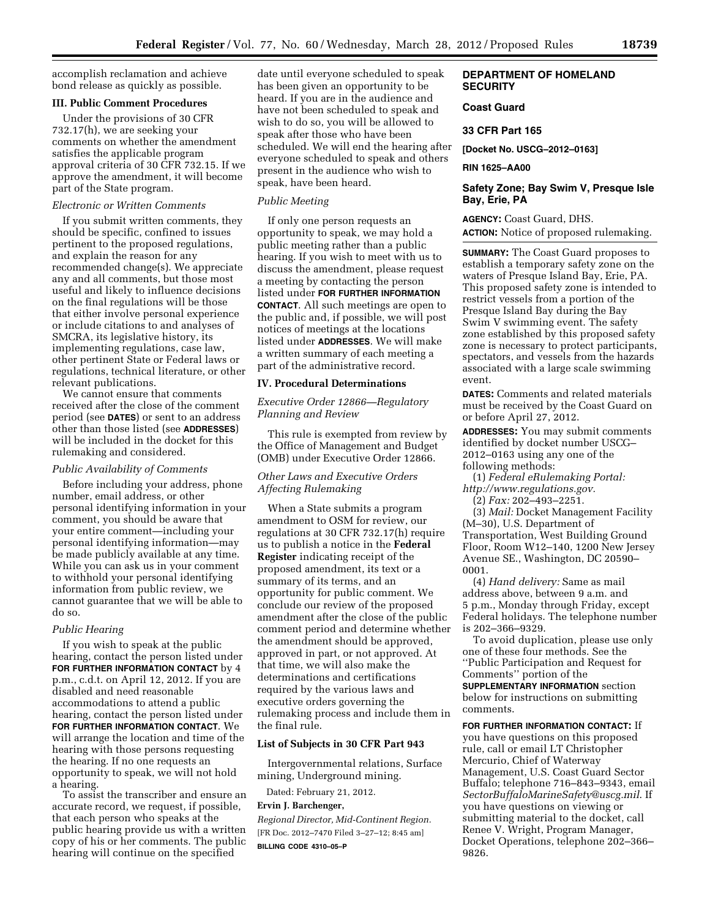accomplish reclamation and achieve bond release as quickly as possible.

### III. Public Comment Procedures

Under the provisions of 30 CFR 732.17(h), we are seeking your comments on whether the amendment satisfies the applicable program approval criteria of 30 CFR 732.15. If we approve the amendment, it will become part of the State program.

*Electronic or Written Comments*

If you submit written comments, they should be specific, confined to issues pertinent to the proposed regulations, and explain the reason for any recommended change(s). We appreciate any and all comments, but those most useful and likely to influence decisions on the final regulations will be those that either involve personal experience or include citations to and analyses of SMCRA, its legislative history, its implementing regulations, case law, other pertinent State or Federal laws or regulations, technical literature, or other relevant publications.

We cannot ensure that comments received after the close of the comment period (see **DATES**) or sent to an address other than those listed (see **ADDRESSES**) will be included in the docket for this rulemaking and considered.

*Public Availability of Comments*

Before including your address, phone number, email address, or other personal identifying information in your comment, you should be aware that your entire comment—including your personal identifying information—may be made publicly available at any time. While you can ask us in your comment to withhold your personal identifying information from public review, we cannot guarantee that we will be able to do so.

*Public Hearing*

If you wish to speak at the public hearing, contact the person listed under **FOR FURTHER INFORMATION CONTACT** by 4 p.m., c.d.t. on April 12, 2012. If you are disabled and need reasonable accommodations to attend a public hearing, contact the person listed under **FOR FURTHER INFORMATION CONTACT**. We will arrange the location and time of the hearing with those persons requesting the hearing. If no one requests an opportunity to speak, we will not hold a hearing.

To assist the transcriber and ensure an accurate record, we request, if possible, that each person who speaks at the public hearing provide us with a written copy of his or her comments. The public hearing will continue on the specified date until everyone scheduled to speak has been given an opportunity to be heard. If you are in the audience and have not been scheduled to speak and wish to do so, you will be allowed to speak after those who have been scheduled. We will end the hearing after everyone scheduled to speak and others present in the audience who wish to speak, have been heard.

*Public Meeting*

If only one person requests an opportunity to speak, we may hold a public meeting rather than a public hearing. If you wish to meet with us to discuss the amendment, please request a meeting by contacting the person listed under **FOR FURTHER INFORMATION CONTACT**. All such meetings are open to the public and, if possible, we will post notices of meetings at the locations listed under **ADDRESSES**. We will make a written summary of each meeting a part of the administrative record.

### IV. Procedural Determinations

*Executive Order 12866—Regulatory Planning and Review*

This rule is exempted from review by the Office of Management and Budget (OMB) under Executive Order 12866.

*Other Laws and Executive Orders Affecting Rulemaking*

When a State submits a program amendment to OSM for review, our regulations at 30 CFR 732.17(h) require us to publish a notice in the **Federal Register** indicating receipt of the proposed amendment, its text or a summary of its terms, and an opportunity for public comment. We conclude our review of the proposed amendment after the close of the public comment period and determine whether the amendment should be approved, approved in part, or not approved. At that time, we will also make the determinations and certifications required by the various laws and executive orders governing the rulemaking process and include them in the final rule.

### List of Subjects in 30 CFR Part 943

Intergovernmental relations, Surface mining, Underground mining.

Dated: February 21, 2012.

**Ervin J. Barchenger,**

*Regional Director, Mid-Continent Region.*

[FR Doc. 2012–7470 Filed 3–27–12; 8:45 am]

**BILLING CODE 4310–05–P**

## DEPARTMENT OF HOMELAND SECURITY

### Coast Guard

### 33 CFR Part 165

**[Docket No. USCG–2012–0163]**

**RIN 1625–AA00**

## Safety Zone; Bay Swim V, Presque Isle Bay, Erie, PA

**AGENCY:** Coast Guard, DHS.

**ACTION:** Notice of proposed rulemaking.

**SUMMARY:** The Coast Guard proposes to establish a temporary safety zone on the waters of Presque Island Bay, Erie, PA. This proposed safety zone is intended to restrict vessels from a portion of the Presque Island Bay during the Bay Swim V swimming event. The safety zone established by this proposed safety zone is necessary to protect participants, spectators, and vessels from the hazards associated with a large scale swimming event.

**DATES:** Comments and related materials must be received by the Coast Guard on or before April 27, 2012.

**ADDRESSES:** You may submit comments identified by docket number USCG–2012–0163 using any one of the following methods:

(1) *Federal eRulemaking Portal: http://www.regulations.gov.*

(2) *Fax:* 202–493–2251.

(3) *Mail:* Docket Management Facility (M–30), U.S. Department of Transportation, West Building Ground Floor, Room W12–140, 1200 New Jersey Avenue SE., Washington, DC 20590–0001.

(4) *Hand delivery:* Same as mail address above, between 9 a.m. and 5 p.m., Monday through Friday, except Federal holidays. The telephone number is 202–366–9329.

To avoid duplication, please use only one of these four methods. See the ''Public Participation and Request for Comments'' portion of the **SUPPLEMENTARY INFORMATION** section below for instructions on submitting comments.

**FOR FURTHER INFORMATION CONTACT:** If you have questions on this proposed rule, call or email LT Christopher Mercurio, Chief of Waterway Management, U.S. Coast Guard Sector Buffalo; telephone 716–843–9343, email *SectorBuffaloMarineSafety@uscg.mil*. If you have questions on viewing or submitting material to the docket, call Renee V. Wright, Program Manager, Docket Operations, telephone 202–366–9826.